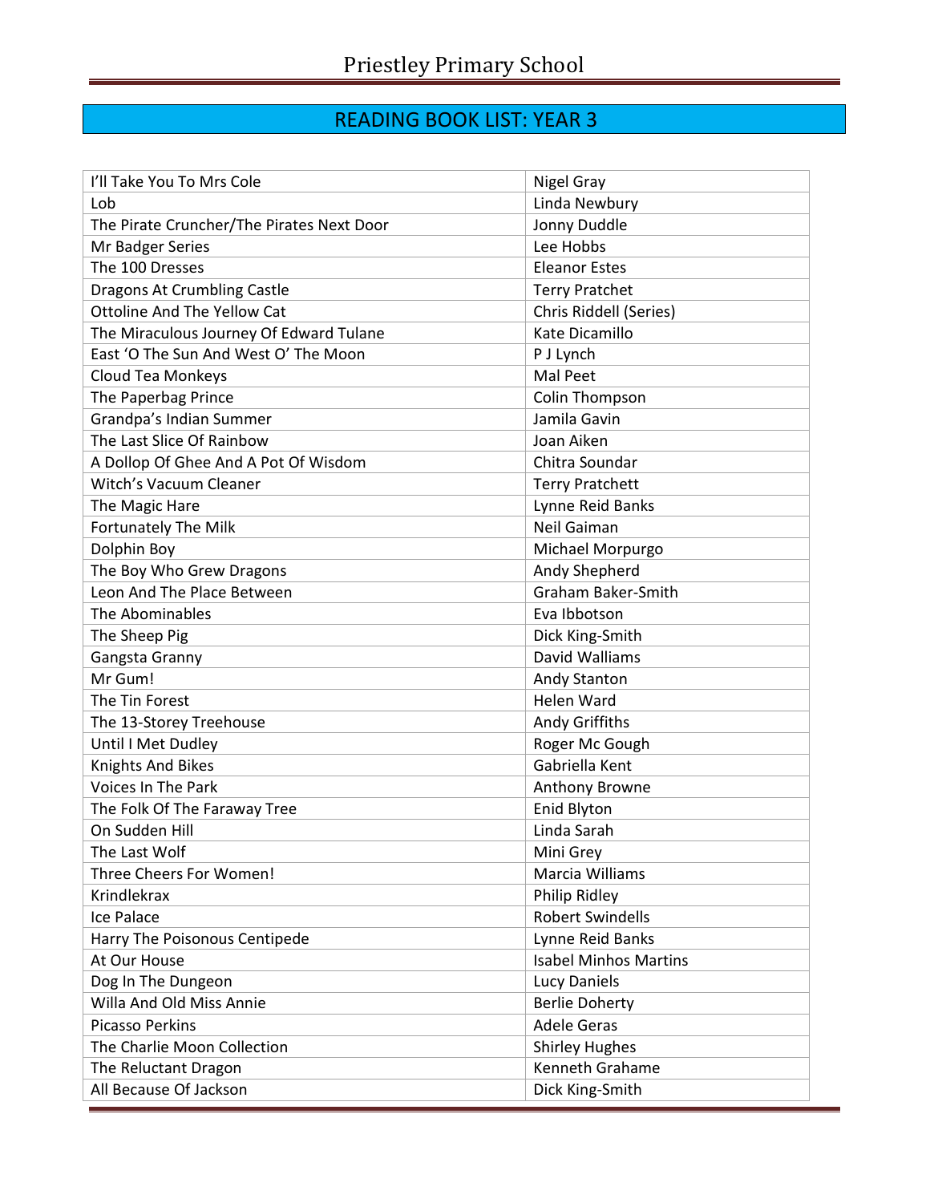# Priestley Primary School

## READING BOOK LIST: YEAR 3

| | |
|---|---|
| I'll Take You To Mrs Cole | Nigel Gray |
| Lob | Linda Newbury |
| The Pirate Cruncher/The Pirates Next Door | Jonny Duddle |
| Mr Badger Series | Lee Hobbs |
| The 100 Dresses | Eleanor Estes |
| Dragons At Crumbling Castle | Terry Pratchet |
| Ottoline And The Yellow Cat | Chris Riddell (Series) |
| The Miraculous Journey Of Edward Tulane | Kate Dicamillo |
| East 'O The Sun And West O' The Moon | P J Lynch |
| Cloud Tea Monkeys | Mal Peet |
| The Paperbag Prince | Colin Thompson |
| Grandpa's Indian Summer | Jamila Gavin |
| The Last Slice Of Rainbow | Joan Aiken |
| A Dollop Of Ghee And A Pot Of Wisdom | Chitra Soundar |
| Witch's Vacuum Cleaner | Terry Pratchett |
| The Magic Hare | Lynne Reid Banks |
| Fortunately The Milk | Neil Gaiman |
| Dolphin Boy | Michael Morpurgo |
| The Boy Who Grew Dragons | Andy Shepherd |
| Leon And The Place Between | Graham Baker-Smith |
| The Abominables | Eva Ibbotson |
| The Sheep Pig | Dick King-Smith |
| Gangsta Granny | David Walliams |
| Mr Gum! | Andy Stanton |
| The Tin Forest | Helen Ward |
| The 13-Storey Treehouse | Andy Griffiths |
| Until I Met Dudley | Roger Mc Gough |
| Knights And Bikes | Gabriella Kent |
| Voices In The Park | Anthony Browne |
| The Folk Of The Faraway Tree | Enid Blyton |
| On Sudden Hill | Linda Sarah |
| The Last Wolf | Mini Grey |
| Three Cheers For Women! | Marcia Williams |
| Krindlekrax | Philip Ridley |
| Ice Palace | Robert Swindells |
| Harry The Poisonous Centipede | Lynne Reid Banks |
| At Our House | Isabel Minhos Martins |
| Dog In The Dungeon | Lucy Daniels |
| Willa And Old Miss Annie | Berlie Doherty |
| Picasso Perkins | Adele Geras |
| The Charlie Moon Collection | Shirley Hughes |
| The Reluctant Dragon | Kenneth Grahame |
| All Because Of Jackson | Dick King-Smith |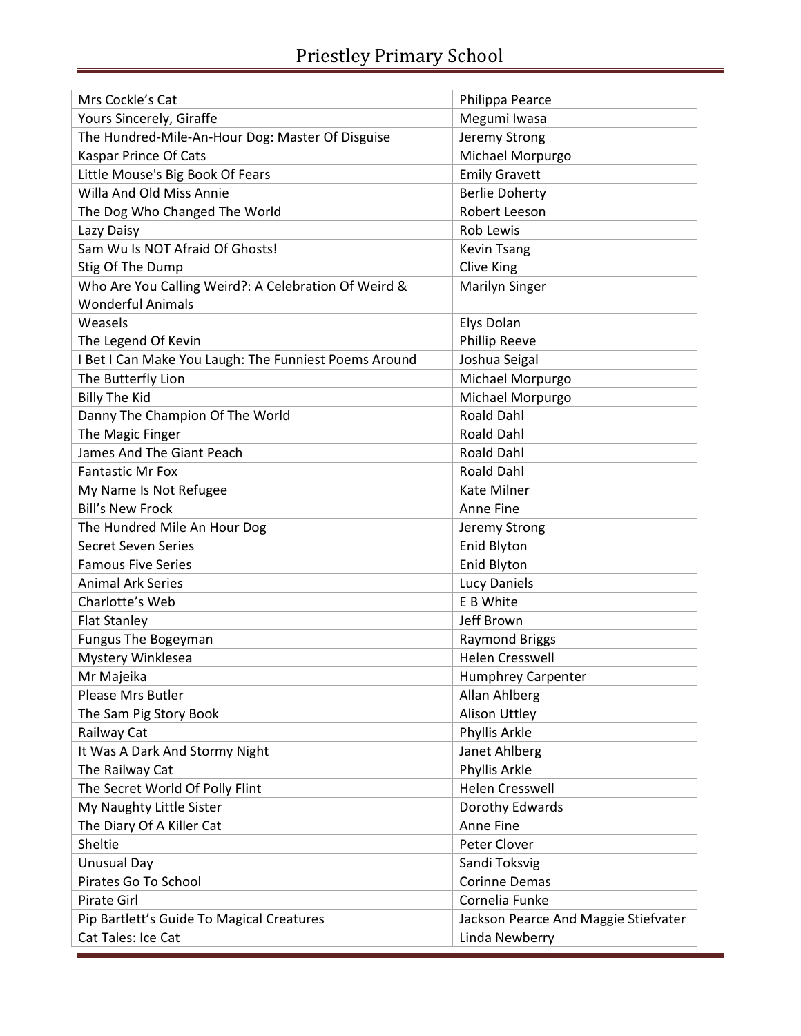| Mrs Cockle's Cat | Philippa Pearce |
|---|---|
| Yours Sincerely, Giraffe | Megumi Iwasa |
| The Hundred-Mile-An-Hour Dog: Master Of Disguise | Jeremy Strong |
| Kaspar Prince Of Cats | Michael Morpurgo |
| Little Mouse's Big Book Of Fears | Emily Gravett |
| Willa And Old Miss Annie | Berlie Doherty |
| The Dog Who Changed The World | Robert Leeson |
| Lazy Daisy | Rob Lewis |
| Sam Wu Is NOT Afraid Of Ghosts! | Kevin Tsang |
| Stig Of The Dump | Clive King |
| Who Are You Calling Weird?: A Celebration Of Weird & Wonderful Animals | Marilyn Singer |
| Weasels | Elys Dolan |
| The Legend Of Kevin | Phillip Reeve |
| I Bet I Can Make You Laugh: The Funniest Poems Around | Joshua Seigal |
| The Butterfly Lion | Michael Morpurgo |
| Billy The Kid | Michael Morpurgo |
| Danny The Champion Of The World | Roald Dahl |
| The Magic Finger | Roald Dahl |
| James And The Giant Peach | Roald Dahl |
| Fantastic Mr Fox | Roald Dahl |
| My Name Is Not Refugee | Kate Milner |
| Bill's New Frock | Anne Fine |
| The Hundred Mile An Hour Dog | Jeremy Strong |
| Secret Seven Series | Enid Blyton |
| Famous Five Series | Enid Blyton |
| Animal Ark Series | Lucy Daniels |
| Charlotte's Web | E B White |
| Flat Stanley | Jeff Brown |
| Fungus The Bogeyman | Raymond Briggs |
| Mystery Winklesea | Helen Cresswell |
| Mr Majeika | Humphrey Carpenter |
| Please Mrs Butler | Allan Ahlberg |
| The Sam Pig Story Book | Alison Uttley |
| Railway Cat | Phyllis Arkle |
| It Was A Dark And Stormy Night | Janet Ahlberg |
| The Railway Cat | Phyllis Arkle |
| The Secret World Of Polly Flint | Helen Cresswell |
| My Naughty Little Sister | Dorothy Edwards |
| The Diary Of A Killer Cat | Anne Fine |
| Sheltie | Peter Clover |
| Unusual Day | Sandi Toksvig |
| Pirates Go To School | Corinne Demas |
| Pirate Girl | Cornelia Funke |
| Pip Bartlett's Guide To Magical Creatures | Jackson Pearce And Maggie Stiefvater |
| Cat Tales: Ice Cat | Linda Newberry |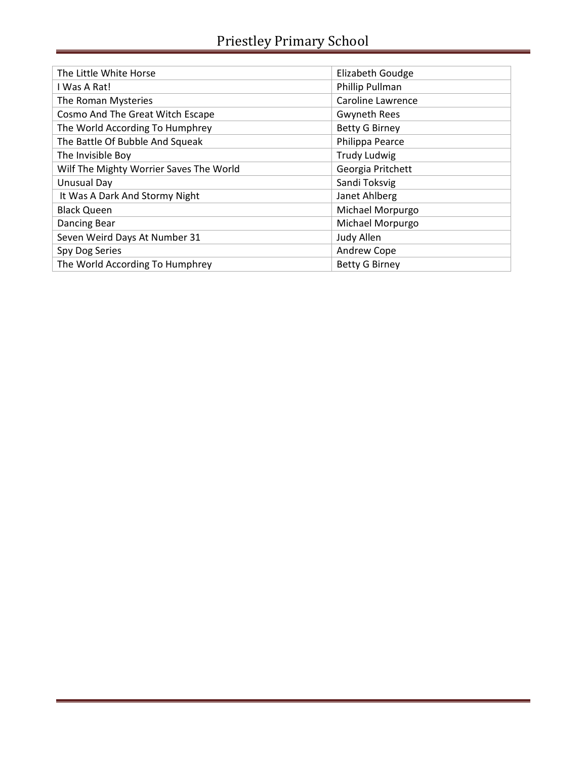| | |
|---|---|
| The Little White Horse | Elizabeth Goudge |
| I Was A Rat! | Phillip Pullman |
| The Roman Mysteries | Caroline Lawrence |
| Cosmo And The Great Witch Escape | Gwyneth Rees |
| The World According To Humphrey | Betty G Birney |
| The Battle Of Bubble And Squeak | Philippa Pearce |
| The Invisible Boy | Trudy Ludwig |
| Wilf The Mighty Worrier Saves The World | Georgia Pritchett |
| Unusual Day | Sandi Toksvig |
| It Was A Dark And Stormy Night | Janet Ahlberg |
| Black Queen | Michael Morpurgo |
| Dancing Bear | Michael Morpurgo |
| Seven Weird Days At Number 31 | Judy Allen |
| Spy Dog Series | Andrew Cope |
| The World According To Humphrey | Betty G Birney |